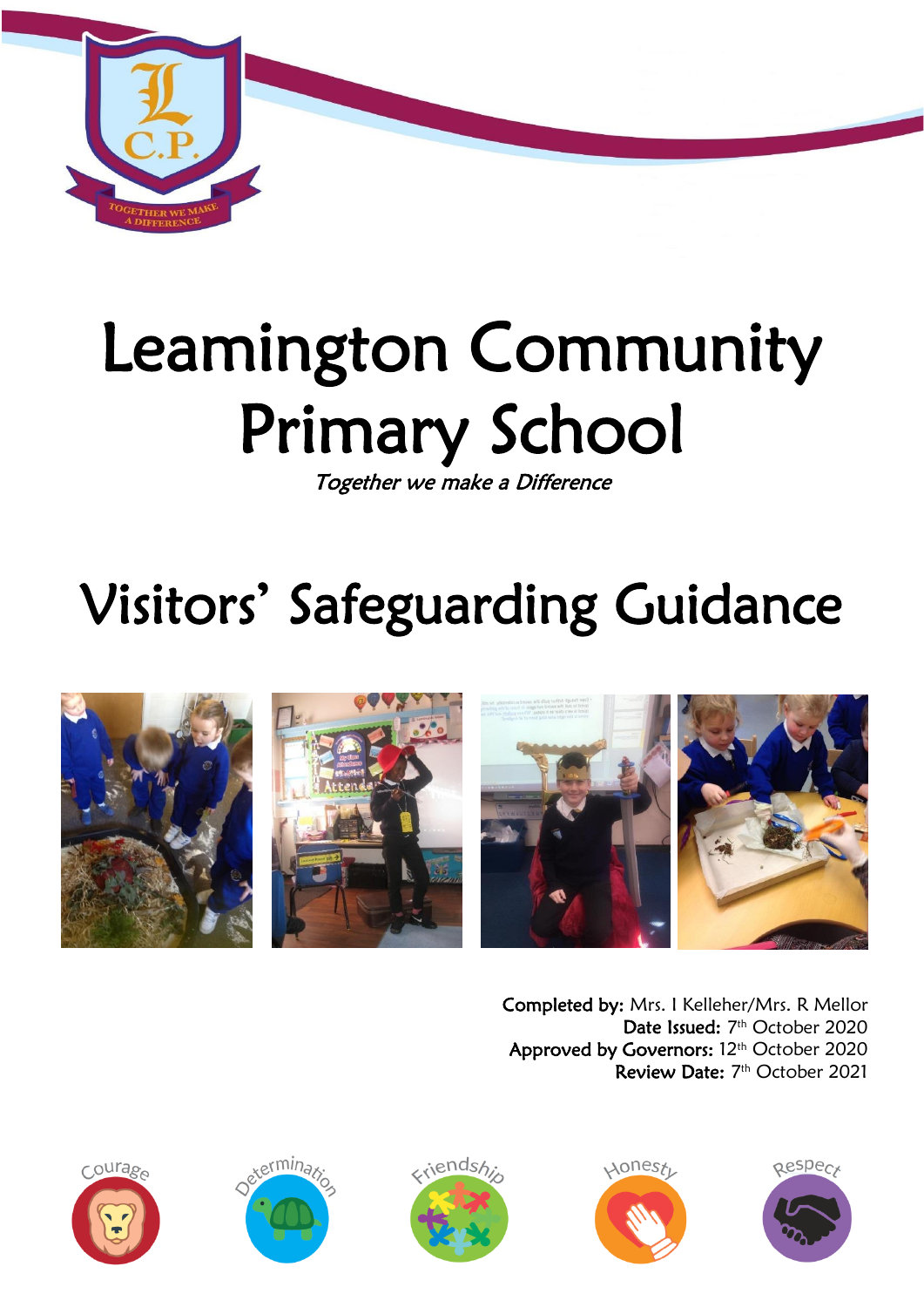# Leamington Community Primary School

*Together we make a Difference*

# Visitors' Safeguarding Guidance

**Completed by:** Mrs. I Kelleher/Mrs. R Mellor
**Date Issued:** 7th October 2020
**Approved by Governors:** 12th October 2020
**Review Date:** 7th October 2021

Courage Determination Friendship Honesty Respect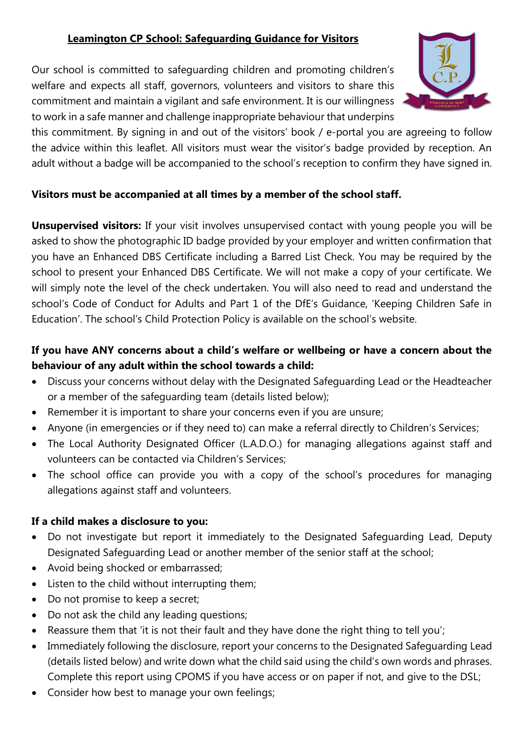# Leamington CP School: Safeguarding Guidance for Visitors

Our school is committed to safeguarding children and promoting children's welfare and expects all staff, governors, volunteers and visitors to share this commitment and maintain a vigilant and safe environment. It is our willingness to work in a safe manner and challenge inappropriate behaviour that underpins this commitment. By signing in and out of the visitors' book / e-portal you are agreeing to follow the advice within this leaflet. All visitors must wear the visitor's badge provided by reception. An adult without a badge will be accompanied to the school's reception to confirm they have signed in.

**Visitors must be accompanied at all times by a member of the school staff.**

**Unsupervised visitors:** If your visit involves unsupervised contact with young people you will be asked to show the photographic ID badge provided by your employer and written confirmation that you have an Enhanced DBS Certificate including a Barred List Check. You may be required by the school to present your Enhanced DBS Certificate. We will not make a copy of your certificate. We will simply note the level of the check undertaken. You will also need to read and understand the school's Code of Conduct for Adults and Part 1 of the DfE's Guidance, 'Keeping Children Safe in Education'. The school's Child Protection Policy is available on the school's website.

**If you have ANY concerns about a child's welfare or wellbeing or have a concern about the behaviour of any adult within the school towards a child:**

- Discuss your concerns without delay with the Designated Safeguarding Lead or the Headteacher or a member of the safeguarding team (details listed below);
- Remember it is important to share your concerns even if you are unsure;
- Anyone (in emergencies or if they need to) can make a referral directly to Children's Services;
- The Local Authority Designated Officer (L.A.D.O.) for managing allegations against staff and volunteers can be contacted via Children's Services;
- The school office can provide you with a copy of the school's procedures for managing allegations against staff and volunteers.

**If a child makes a disclosure to you:**

- Do not investigate but report it immediately to the Designated Safeguarding Lead, Deputy Designated Safeguarding Lead or another member of the senior staff at the school;
- Avoid being shocked or embarrassed;
- Listen to the child without interrupting them;
- Do not promise to keep a secret;
- Do not ask the child any leading questions;
- Reassure them that 'it is not their fault and they have done the right thing to tell you';
- Immediately following the disclosure, report your concerns to the Designated Safeguarding Lead (details listed below) and write down what the child said using the child's own words and phrases. Complete this report using CPOMS if you have access or on paper if not, and give to the DSL;
- Consider how best to manage your own feelings;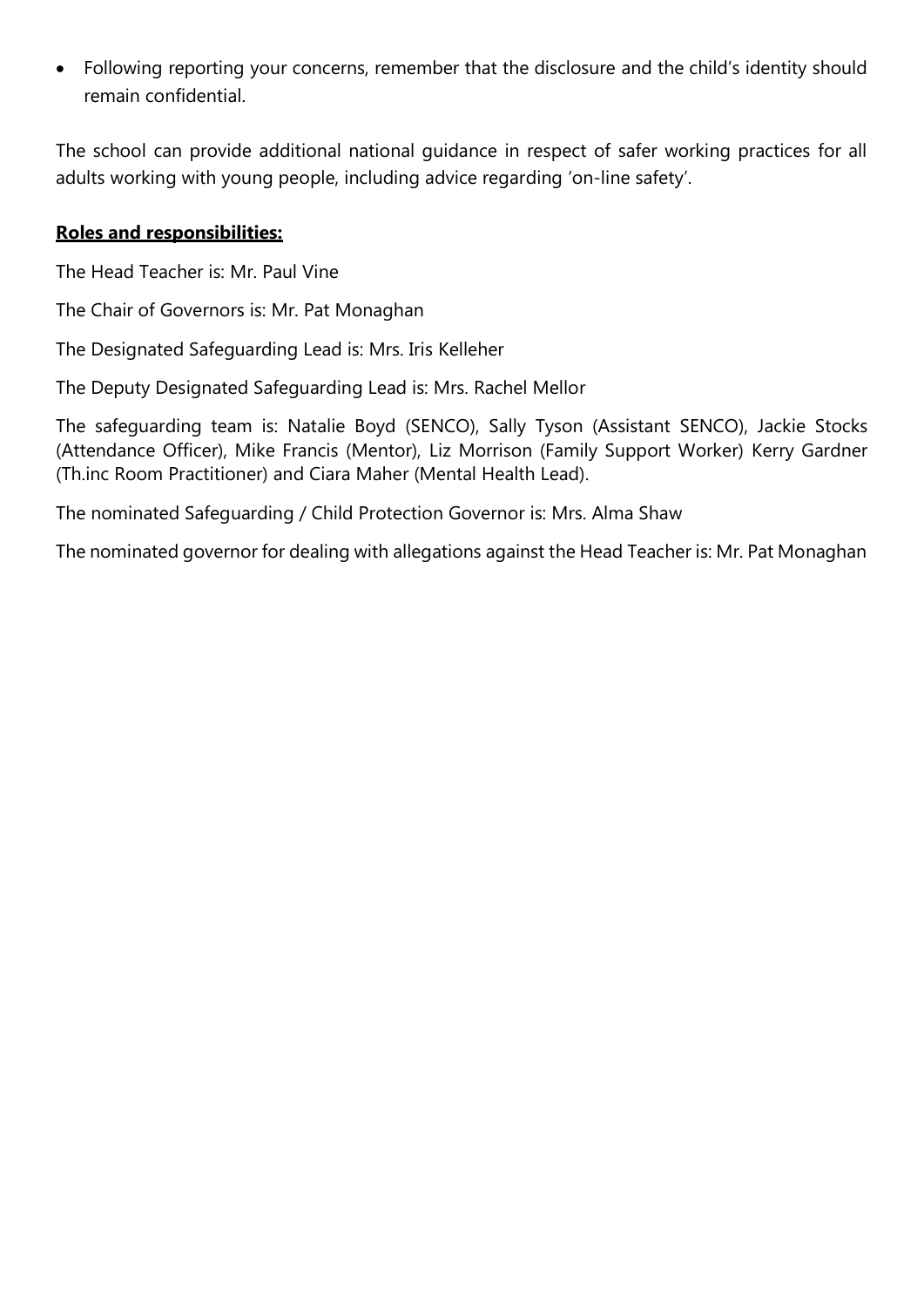- Following reporting your concerns, remember that the disclosure and the child's identity should remain confidential.

The school can provide additional national guidance in respect of safer working practices for all adults working with young people, including advice regarding 'on-line safety'.

**Roles and responsibilities:**

The Head Teacher is: Mr. Paul Vine

The Chair of Governors is: Mr. Pat Monaghan

The Designated Safeguarding Lead is: Mrs. Iris Kelleher

The Deputy Designated Safeguarding Lead is: Mrs. Rachel Mellor

The safeguarding team is: Natalie Boyd (SENCO), Sally Tyson (Assistant SENCO), Jackie Stocks (Attendance Officer), Mike Francis (Mentor), Liz Morrison (Family Support Worker) Kerry Gardner (Th.inc Room Practitioner) and Ciara Maher (Mental Health Lead).

The nominated Safeguarding / Child Protection Governor is: Mrs. Alma Shaw

The nominated governor for dealing with allegations against the Head Teacher is: Mr. Pat Monaghan